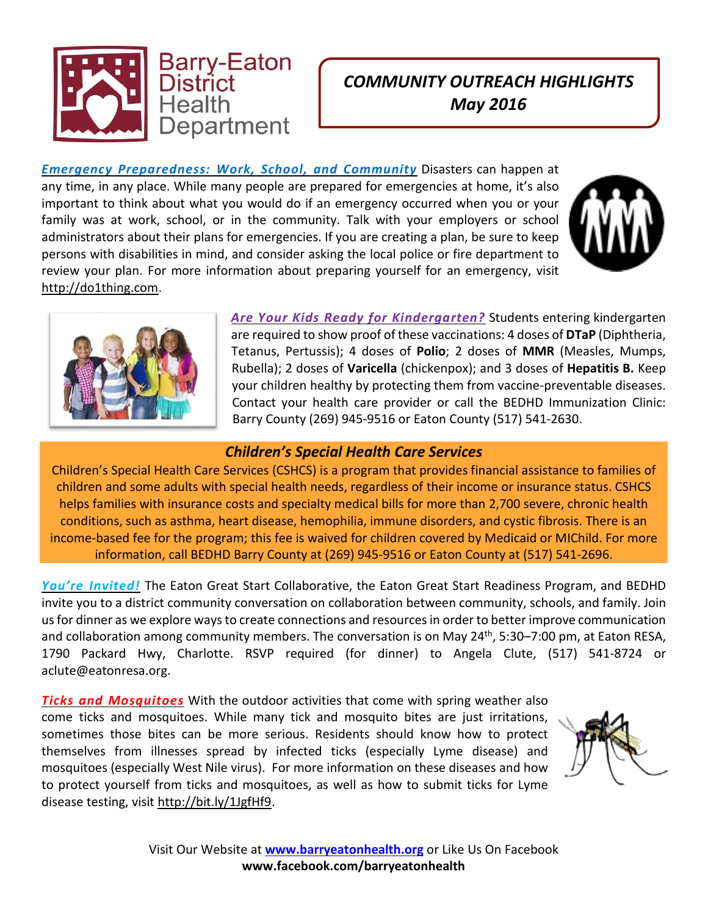# Barry-Eaton District Health Department

## *COMMUNITY OUTREACH HIGHLIGHTS May 2016*

***Emergency Preparedness: Work, School, and Community*** Disasters can happen at any time, in any place. While many people are prepared for emergencies at home, it's also important to think about what you would do if an emergency occurred when you or your family was at work, school, or in the community. Talk with your employers or school administrators about their plans for emergencies. If you are creating a plan, be sure to keep persons with disabilities in mind, and consider asking the local police or fire department to review your plan. For more information about preparing yourself for an emergency, visit http://do1thing.com.

***Are Your Kids Ready for Kindergarten?*** Students entering kindergarten are required to show proof of these vaccinations: 4 doses of **DTaP** (Diphtheria, Tetanus, Pertussis); 4 doses of **Polio**; 2 doses of **MMR** (Measles, Mumps, Rubella); 2 doses of **Varicella** (chickenpox); and 3 doses of **Hepatitis B.** Keep your children healthy by protecting them from vaccine-preventable diseases. Contact your health care provider or call the BEDHD Immunization Clinic: Barry County (269) 945-9516 or Eaton County (517) 541-2630.

### *Children's Special Health Care Services*

Children's Special Health Care Services (CSHCS) is a program that provides financial assistance to families of children and some adults with special health needs, regardless of their income or insurance status. CSHCS helps families with insurance costs and specialty medical bills for more than 2,700 severe, chronic health conditions, such as asthma, heart disease, hemophilia, immune disorders, and cystic fibrosis. There is an income-based fee for the program; this fee is waived for children covered by Medicaid or MIChild. For more information, call BEDHD Barry County at (269) 945-9516 or Eaton County at (517) 541-2696.

***You're Invited!*** The Eaton Great Start Collaborative, the Eaton Great Start Readiness Program, and BEDHD invite you to a district community conversation on collaboration between community, schools, and family. Join us for dinner as we explore ways to create connections and resources in order to better improve communication and collaboration among community members. The conversation is on May 24th, 5:30–7:00 pm, at Eaton RESA, 1790 Packard Hwy, Charlotte. RSVP required (for dinner) to Angela Clute, (517) 541-8724 or aclute@eatonresa.org.

***Ticks and Mosquitoes*** With the outdoor activities that come with spring weather also come ticks and mosquitoes. While many tick and mosquito bites are just irritations, sometimes those bites can be more serious. Residents should know how to protect themselves from illnesses spread by infected ticks (especially Lyme disease) and mosquitoes (especially West Nile virus). For more information on these diseases and how to protect yourself from ticks and mosquitoes, as well as how to submit ticks for Lyme disease testing, visit http://bit.ly/1JgfHf9.

Visit Our Website at **www.barryeatonhealth.org** or Like Us On Facebook
**www.facebook.com/barryeatonhealth**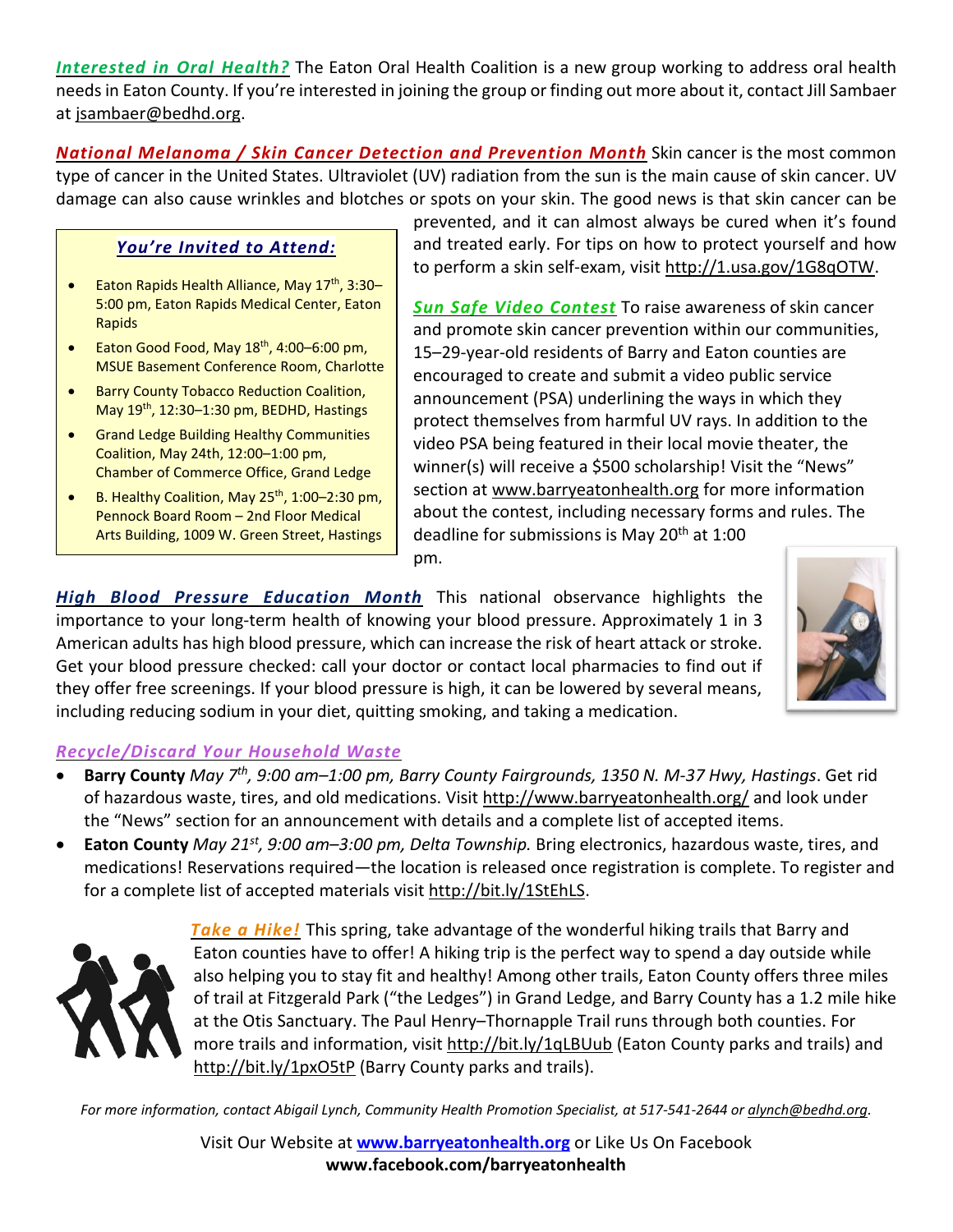***Interested in Oral Health?*** The Eaton Oral Health Coalition is a new group working to address oral health needs in Eaton County. If you're interested in joining the group or finding out more about it, contact Jill Sambaer at jsambaer@bedhd.org.

***National Melanoma / Skin Cancer Detection and Prevention Month*** Skin cancer is the most common type of cancer in the United States. Ultraviolet (UV) radiation from the sun is the main cause of skin cancer. UV damage can also cause wrinkles and blotches or spots on your skin. The good news is that skin cancer can be prevented, and it can almost always be cured when it's found and treated early. For tips on how to protect yourself and how to perform a skin self-exam, visit http://1.usa.gov/1G8qOTW.

***You're Invited to Attend:***

- Eaton Rapids Health Alliance, May 17th, 3:30–5:00 pm, Eaton Rapids Medical Center, Eaton Rapids
- Eaton Good Food, May 18th, 4:00–6:00 pm, MSUE Basement Conference Room, Charlotte
- Barry County Tobacco Reduction Coalition, May 19th, 12:30–1:30 pm, BEDHD, Hastings
- Grand Ledge Building Healthy Communities Coalition, May 24th, 12:00–1:00 pm, Chamber of Commerce Office, Grand Ledge
- B. Healthy Coalition, May 25th, 1:00–2:30 pm, Pennock Board Room – 2nd Floor Medical Arts Building, 1009 W. Green Street, Hastings

***Sun Safe Video Contest*** To raise awareness of skin cancer and promote skin cancer prevention within our communities, 15–29-year-old residents of Barry and Eaton counties are encouraged to create and submit a video public service announcement (PSA) underlining the ways in which they protect themselves from harmful UV rays. In addition to the video PSA being featured in their local movie theater, the winner(s) will receive a $500 scholarship! Visit the "News" section at www.barryeatonhealth.org for more information about the contest, including necessary forms and rules. The deadline for submissions is May 20th at 1:00 pm.

***High Blood Pressure Education Month*** This national observance highlights the importance to your long-term health of knowing your blood pressure. Approximately 1 in 3 American adults has high blood pressure, which can increase the risk of heart attack or stroke. Get your blood pressure checked: call your doctor or contact local pharmacies to find out if they offer free screenings. If your blood pressure is high, it can be lowered by several means, including reducing sodium in your diet, quitting smoking, and taking a medication.

***Recycle/Discard Your Household Waste***

- **Barry County** *May 7th, 9:00 am–1:00 pm, Barry County Fairgrounds, 1350 N. M-37 Hwy, Hastings*. Get rid of hazardous waste, tires, and old medications. Visit http://www.barryeatonhealth.org/ and look under the "News" section for an announcement with details and a complete list of accepted items.
- **Eaton County** *May 21st, 9:00 am–3:00 pm, Delta Township.* Bring electronics, hazardous waste, tires, and medications! Reservations required—the location is released once registration is complete. To register and for a complete list of accepted materials visit http://bit.ly/1StEhLS.

***Take a Hike!*** This spring, take advantage of the wonderful hiking trails that Barry and Eaton counties have to offer! A hiking trip is the perfect way to spend a day outside while also helping you to stay fit and healthy! Among other trails, Eaton County offers three miles of trail at Fitzgerald Park ("the Ledges") in Grand Ledge, and Barry County has a 1.2 mile hike at the Otis Sanctuary. The Paul Henry–Thornapple Trail runs through both counties. For more trails and information, visit http://bit.ly/1qLBUub (Eaton County parks and trails) and http://bit.ly/1pxO5tP (Barry County parks and trails).

*For more information, contact Abigail Lynch, Community Health Promotion Specialist, at 517-541-2644 or alynch@bedhd.org.*

Visit Our Website at **www.barryeatonhealth.org** or Like Us On Facebook
**www.facebook.com/barryeatonhealth**